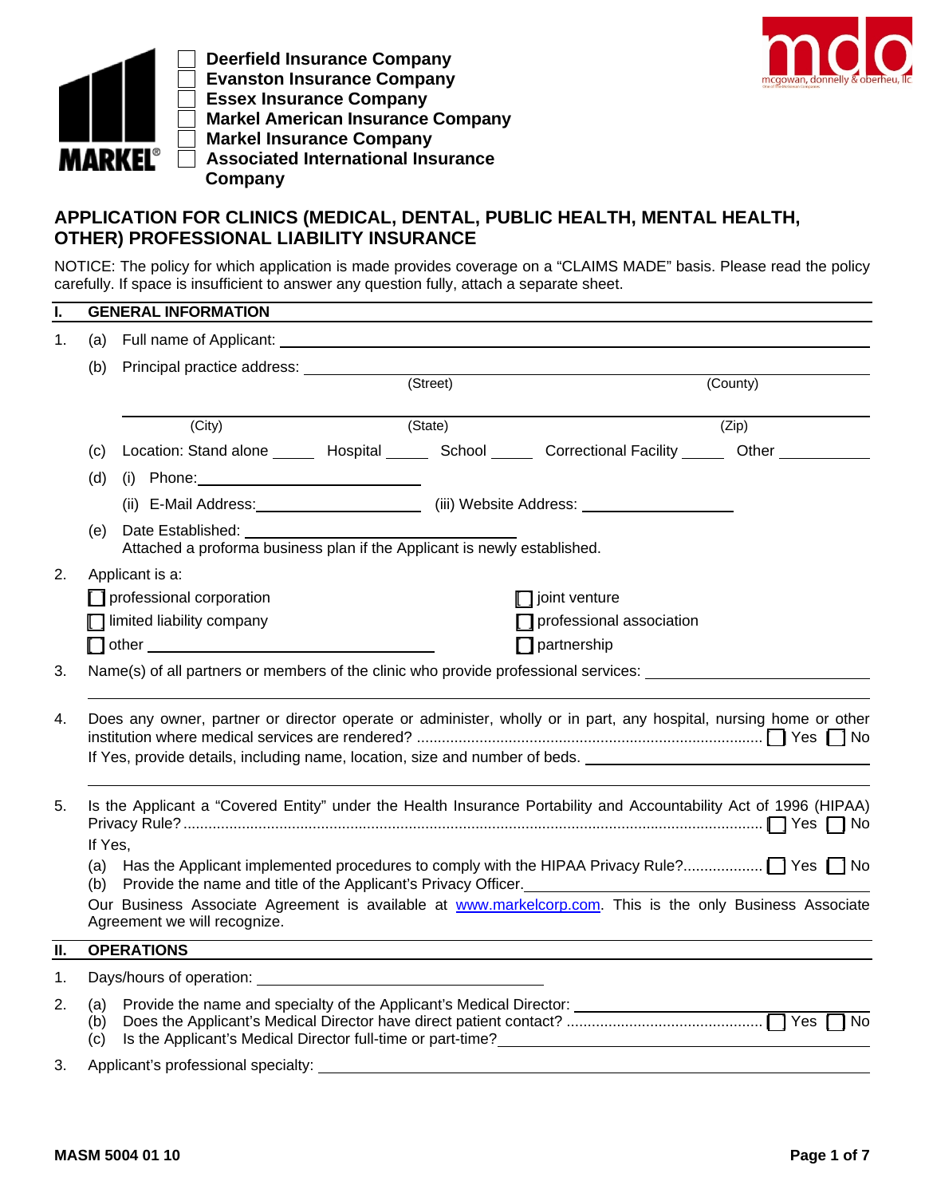MARKEL®

- ☐ Deerfield Insurance Company
- ☐ Evanston Insurance Company
- ☐ Essex Insurance Company
- ☐ Markel American Insurance Company
- ☐ Markel Insurance Company
- ☐ Associated International Insurance Company

mdo
mcgowan, donnelly & oberheu, llc

# APPLICATION FOR CLINICS (MEDICAL, DENTAL, PUBLIC HEALTH, MENTAL HEALTH, OTHER) PROFESSIONAL LIABILITY INSURANCE

NOTICE: The policy for which application is made provides coverage on a "CLAIMS MADE" basis. Please read the policy carefully. If space is insufficient to answer any question fully, attach a separate sheet.

## I. GENERAL INFORMATION

1. (a) Full name of Applicant: ______________________________

   (b) Principal practice address: ______________________________
   (Street) (County)

   ______________________________
   (City) (State) (Zip)

   (c) Location: Stand alone _____ Hospital _____ School _____ Correctional Facility _____ Other __________

   (d) (i) Phone: ______________________________

   (ii) E-Mail Address: ____________________ (iii) Website Address: ____________________

   (e) Date Established: ______________________________
   Attached a proforma business plan if the Applicant is newly established.

2. Applicant is a:
   - ☐ professional corporation
   - ☐ limited liability company
   - ☐ other ______________________________
   - ☐ joint venture
   - ☐ professional association
   - ☐ partnership

3. Name(s) of all partners or members of the clinic who provide professional services: ______________________________

4. Does any owner, partner or director operate or administer, wholly or in part, any hospital, nursing home or other institution where medical services are rendered? ........................ ☐ Yes ☐ No
   If Yes, provide details, including name, location, size and number of beds. ______________________________

5. Is the Applicant a "Covered Entity" under the Health Insurance Portability and Accountability Act of 1996 (HIPAA) Privacy Rule? ........................ ☐ Yes ☐ No
   If Yes,
   (a) Has the Applicant implemented procedures to comply with the HIPAA Privacy Rule?.................. ☐ Yes ☐ No
   (b) Provide the name and title of the Applicant's Privacy Officer. ______________________________

   Our Business Associate Agreement is available at www.markelcorp.com. This is the only Business Associate Agreement we will recognize.

## II. OPERATIONS

1. Days/hours of operation: ______________________________

2. (a) Provide the name and specialty of the Applicant's Medical Director: ______________________________
   (b) Does the Applicant's Medical Director have direct patient contact? ........................ ☐ Yes ☐ No
   (c) Is the Applicant's Medical Director full-time or part-time? ______________________________

3. Applicant's professional specialty: ______________________________

MASM 5004 01 10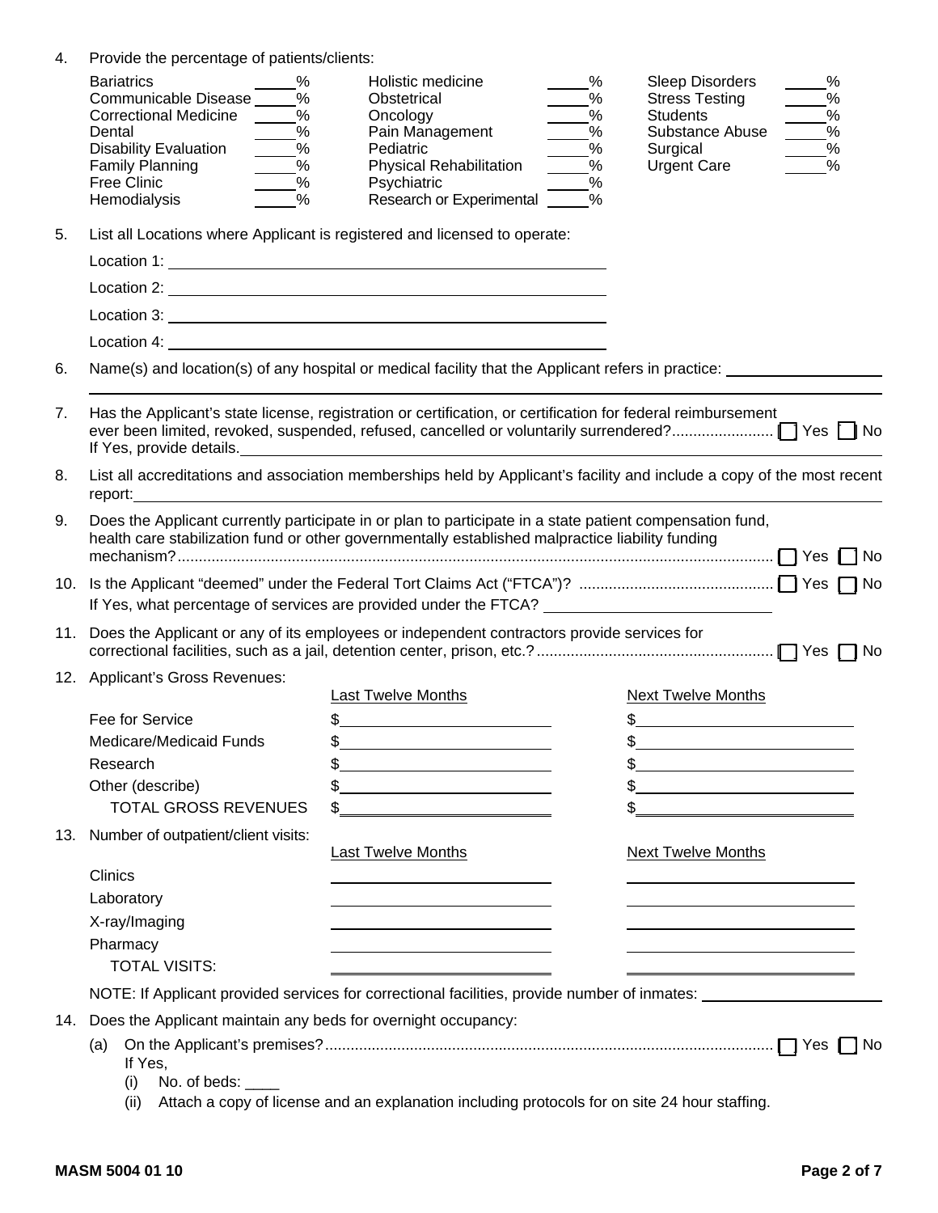4. Provide the percentage of patients/clients:

| | | | | | |
|---|---|---|---|---|---|
| Bariatrics | _____% | Holistic medicine | _____% | Sleep Disorders | _____% |
| Communicable Disease | _____% | Obstetrical | _____% | Stress Testing | _____% |
| Correctional Medicine | _____% | Oncology | _____% | Students | _____% |
| Dental | _____% | Pain Management | _____% | Substance Abuse | _____% |
| Disability Evaluation | _____% | Pediatric | _____% | Surgical | _____% |
| Family Planning | _____% | Physical Rehabilitation | _____% | Urgent Care | _____% |
| Free Clinic | _____% | Psychiatric | _____% | | |
| Hemodialysis | _____% | Research or Experimental | _____% | | |

5. List all Locations where Applicant is registered and licensed to operate:

   Location 1: ______________________________

   Location 2: ______________________________

   Location 3: ______________________________

   Location 4: ______________________________

6. Name(s) and location(s) of any hospital or medical facility that the Applicant refers in practice: ______________________________

7. Has the Applicant's state license, registration or certification, or certification for federal reimbursement ever been limited, revoked, suspended, refused, cancelled or voluntarily surrendered?........................ ☐ Yes ☐ No
   If Yes, provide details.______________________________

8. List all accreditations and association memberships held by Applicant's facility and include a copy of the most recent report:______________________________

9. Does the Applicant currently participate in or plan to participate in a state patient compensation fund, health care stabilization fund or other governmentally established malpractice liability funding mechanism?........................ ☐ Yes ☐ No

10. Is the Applicant "deemed" under the Federal Tort Claims Act ("FTCA")? ........................ ☐ Yes ☐ No
    If Yes, what percentage of services are provided under the FTCA? ______________________________

11. Does the Applicant or any of its employees or independent contractors provide services for correctional facilities, such as a jail, detention center, prison, etc.?........................ ☐ Yes ☐ No

12. Applicant's Gross Revenues:

| | Last Twelve Months | Next Twelve Months |
|---|---|---|
| Fee for Service | $ | $ |
| Medicare/Medicaid Funds | $ | $ |
| Research | $ | $ |
| Other (describe) | $ | $ |
| TOTAL GROSS REVENUES | $ | $ |

13. Number of outpatient/client visits:

| | Last Twelve Months | Next Twelve Months |
|---|---|---|
| Clinics | | |
| Laboratory | | |
| X-ray/Imaging | | |
| Pharmacy | | |
| TOTAL VISITS: | | |

NOTE: If Applicant provided services for correctional facilities, provide number of inmates: ______________________________

14. Does the Applicant maintain any beds for overnight occupancy:

    (a) On the Applicant's premises?........................ ☐ Yes ☐ No
        If Yes,
        (i) No. of beds: ____
        (ii) Attach a copy of license and an explanation including protocols for on site 24 hour staffing.

MASM 5004 01 10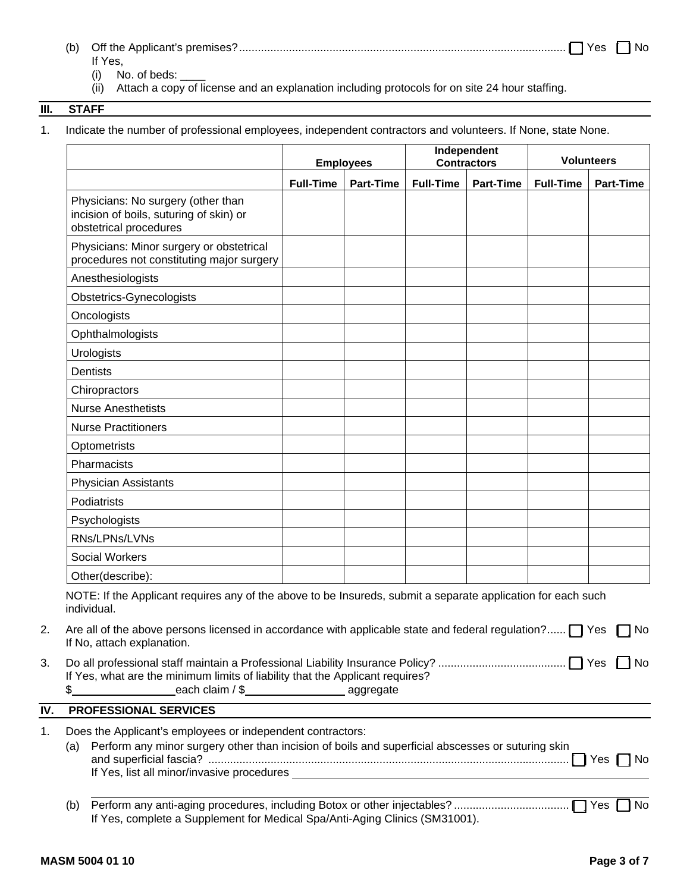(b) Off the Applicant's premises? ☐ Yes ☐ No
If Yes,
(i) No. of beds: ____
(ii) Attach a copy of license and an explanation including protocols for on site 24 hour staffing.

## III. STAFF

1. Indicate the number of professional employees, independent contractors and volunteers. If None, state None.

| | Employees | | Independent Contractors | | Volunteers | |
|---|---|---|---|---|---|---|
| | Full-Time | Part-Time | Full-Time | Part-Time | Full-Time | Part-Time |
| Physicians: No surgery (other than incision of boils, suturing of skin) or obstetrical procedures | | | | | | |
| Physicians: Minor surgery or obstetrical procedures not constituting major surgery | | | | | | |
| Anesthesiologists | | | | | | |
| Obstetrics-Gynecologists | | | | | | |
| Oncologists | | | | | | |
| Ophthalmologists | | | | | | |
| Urologists | | | | | | |
| Dentists | | | | | | |
| Chiropractors | | | | | | |
| Nurse Anesthetists | | | | | | |
| Nurse Practitioners | | | | | | |
| Optometrists | | | | | | |
| Pharmacists | | | | | | |
| Physician Assistants | | | | | | |
| Podiatrists | | | | | | |
| Psychologists | | | | | | |
| RNs/LPNs/LVNs | | | | | | |
| Social Workers | | | | | | |
| Other(describe): | | | | | | |

NOTE: If the Applicant requires any of the above to be Insureds, submit a separate application for each such individual.

2. Are all of the above persons licensed in accordance with applicable state and federal regulation? ☐ Yes ☐ No
If No, attach explanation.

3. Do all professional staff maintain a Professional Liability Insurance Policy? ☐ Yes ☐ No
If Yes, what are the minimum limits of liability that the Applicant requires?
$________________ each claim / $________________ aggregate

## IV. PROFESSIONAL SERVICES

1. Does the Applicant's employees or independent contractors:
(a) Perform any minor surgery other than incision of boils and superficial abscesses or suturing skin and superficial fascia? ☐ Yes ☐ No
If Yes, list all minor/invasive procedures ________________________________________

(b) Perform any anti-aging procedures, including Botox or other injectables? ☐ Yes ☐ No
If Yes, complete a Supplement for Medical Spa/Anti-Aging Clinics (SM31001).

MASM 5004 01 10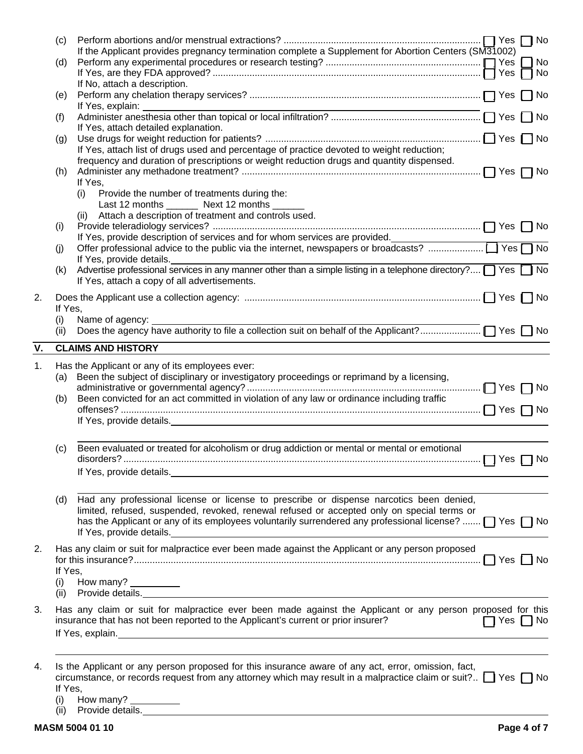(c) Perform abortions and/or menstrual extractions? ☐ Yes ☐ No
If the Applicant provides pregnancy termination complete a Supplement for Abortion Centers (SM31002)

(d) Perform any experimental procedures or research testing? ☐ Yes ☐ No
If Yes, are they FDA approved? ☐ Yes ☐ No
If No, attach a description.

(e) Perform any chelation therapy services? ☐ Yes ☐ No
If Yes, explain: ______________________

(f) Administer anesthesia other than topical or local infiltration? ☐ Yes ☐ No
If Yes, attach detailed explanation.

(g) Use drugs for weight reduction for patients? ☐ Yes ☐ No
If Yes, attach list of drugs used and percentage of practice devoted to weight reduction; frequency and duration of prescriptions or weight reduction drugs and quantity dispensed.

(h) Administer any methadone treatment? ☐ Yes ☐ No
If Yes,
   (i) Provide the number of treatments during the:
   Last 12 months ______ Next 12 months ______
   (ii) Attach a description of treatment and controls used.

(i) Provide teleradiology services? ☐ Yes ☐ No
If Yes, provide description of services and for whom services are provided. ______________________

(j) Offer professional advice to the public via the internet, newspapers or broadcasts? ☐ Yes ☐ No
If Yes, provide details. ______________________

(k) Advertise professional services in any manner other than a simple listing in a telephone directory? ☐ Yes ☐ No
If Yes, attach a copy of all advertisements.

2. Does the Applicant use a collection agency: ☐ Yes ☐ No
If Yes,
   (i) Name of agency: ______________________
   (ii) Does the agency have authority to file a collection suit on behalf of the Applicant? ☐ Yes ☐ No

## V. CLAIMS AND HISTORY

1. Has the Applicant or any of its employees ever:
   (a) Been the subject of disciplinary or investigatory proceedings or reprimand by a licensing, administrative or governmental agency? ☐ Yes ☐ No
   (b) Been convicted for an act committed in violation of any law or ordinance including traffic offenses? ☐ Yes ☐ No
   If Yes, provide details. ______________________
   (c) Been evaluated or treated for alcoholism or drug addiction or mental or mental or emotional disorders? ☐ Yes ☐ No
   If Yes, provide details. ______________________
   (d) Had any professional license or license to prescribe or dispense narcotics been denied, limited, refused, suspended, revoked, renewal refused or accepted only on special terms or has the Applicant or any of its employees voluntarily surrendered any professional license? ☐ Yes ☐ No
   If Yes, provide details. ______________________

2. Has any claim or suit for malpractice ever been made against the Applicant or any person proposed for this insurance? ☐ Yes ☐ No
If Yes,
   (i) How many? __________
   (ii) Provide details. ______________________

3. Has any claim or suit for malpractice ever been made against the Applicant or any person proposed for this insurance that has not been reported to the Applicant's current or prior insurer? ☐ Yes ☐ No
If Yes, explain. ______________________

4. Is the Applicant or any person proposed for this insurance aware of any act, error, omission, fact, circumstance, or records request from any attorney which may result in a malpractice claim or suit? ☐ Yes ☐ No
If Yes,
   (i) How many? __________
   (ii) Provide details. ______________________

MASM 5004 01 10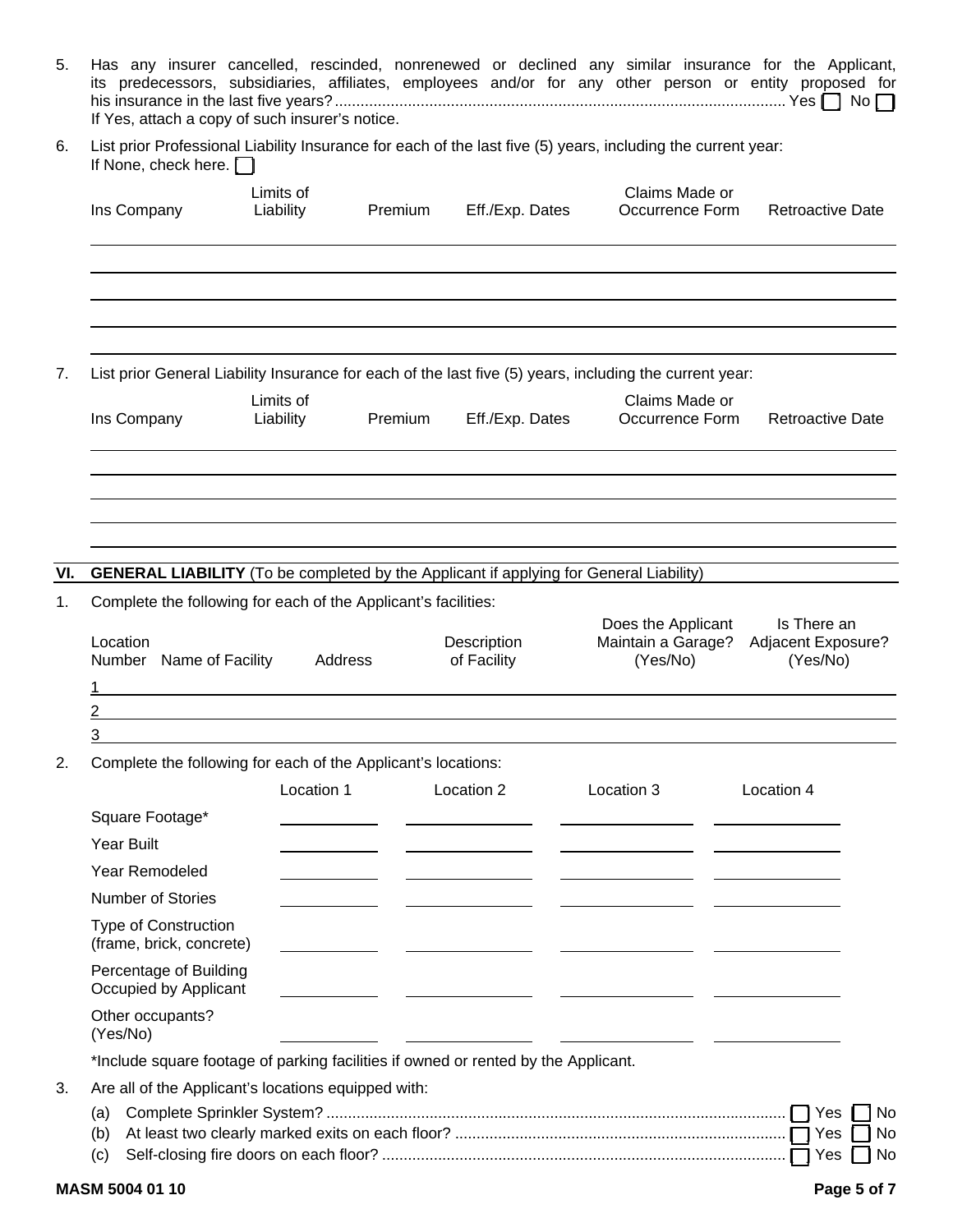5. Has any insurer cancelled, rescinded, nonrenewed or declined any similar insurance for the Applicant, its predecessors, subsidiaries, affiliates, employees and/or for any other person or entity proposed for his insurance in the last five years? ........................................................................................................ Yes [ ] No [ ]
   If Yes, attach a copy of such insurer's notice.

6. List prior Professional Liability Insurance for each of the last five (5) years, including the current year:
   If None, check here. [ ]

| Ins Company | Limits of Liability | Premium | Eff./Exp. Dates | Claims Made or Occurrence Form | Retroactive Date |
|---|---|---|---|---|---|
| | | | | | |
| | | | | | |
| | | | | | |
| | | | | | |
| | | | | | |

7. List prior General Liability Insurance for each of the last five (5) years, including the current year:

| Ins Company | Limits of Liability | Premium | Eff./Exp. Dates | Claims Made or Occurrence Form | Retroactive Date |
|---|---|---|---|---|---|
| | | | | | |
| | | | | | |
| | | | | | |
| | | | | | |
| | | | | | |

## VI. GENERAL LIABILITY (To be completed by the Applicant if applying for General Liability)

1. Complete the following for each of the Applicant's facilities:

| Location Number | Name of Facility | Address | Description of Facility | Does the Applicant Maintain a Garage? (Yes/No) | Is There an Adjacent Exposure? (Yes/No) |
|---|---|---|---|---|---|
| 1 | | | | | |
| 2 | | | | | |
| 3 | | | | | |

2. Complete the following for each of the Applicant's locations:

| | Location 1 | Location 2 | Location 3 | Location 4 |
|---|---|---|---|---|
| Square Footage* | | | | |
| Year Built | | | | |
| Year Remodeled | | | | |
| Number of Stories | | | | |
| Type of Construction (frame, brick, concrete) | | | | |
| Percentage of Building Occupied by Applicant | | | | |
| Other occupants? (Yes/No) | | | | |

*Include square footage of parking facilities if owned or rented by the Applicant.

3. Are all of the Applicant's locations equipped with:
   (a) Complete Sprinkler System? ........................................................................................................ [ ] Yes [ ] No
   (b) At least two clearly marked exits on each floor? ............................................................................ [ ] Yes [ ] No
   (c) Self-closing fire doors on each floor? ........................................................................................... [ ] Yes [ ] No

MASM 5004 01 10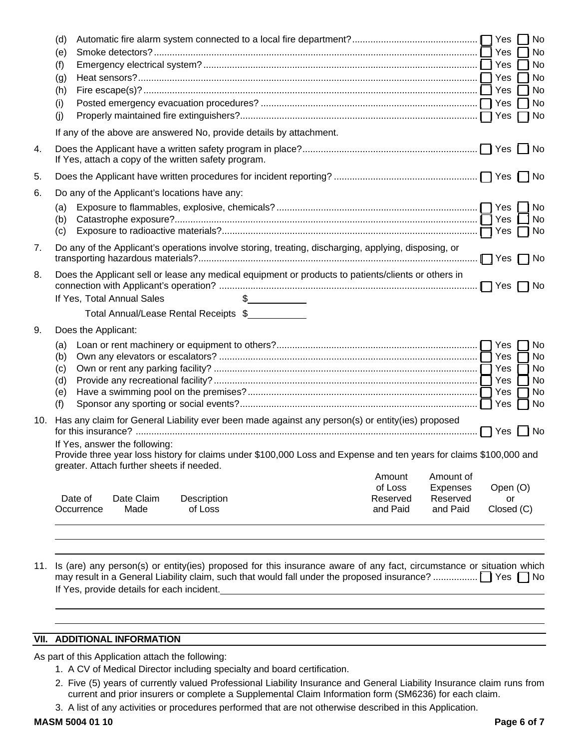(d) Automatic fire alarm system connected to a local fire department? ☐ Yes ☐ No
(e) Smoke detectors? ☐ Yes ☐ No
(f) Emergency electrical system? ☐ Yes ☐ No
(g) Heat sensors? ☐ Yes ☐ No
(h) Fire escape(s)? ☐ Yes ☐ No
(i) Posted emergency evacuation procedures? ☐ Yes ☐ No
(j) Properly maintained fire extinguishers? ☐ Yes ☐ No

If any of the above are answered No, provide details by attachment.

4. Does the Applicant have a written safety program in place? ☐ Yes ☐ No
   If Yes, attach a copy of the written safety program.

5. Does the Applicant have written procedures for incident reporting? ☐ Yes ☐ No

6. Do any of the Applicant's locations have any:
   (a) Exposure to flammables, explosive, chemicals? ☐ Yes ☐ No
   (b) Catastrophe exposure? ☐ Yes ☐ No
   (c) Exposure to radioactive materials? ☐ Yes ☐ No

7. Do any of the Applicant's operations involve storing, treating, discharging, applying, disposing, or transporting hazardous materials? ☐ Yes ☐ No

8. Does the Applicant sell or lease any medical equipment or products to patients/clients or others in connection with Applicant's operation? ☐ Yes ☐ No
   If Yes, Total Annual Sales $\_\_\_\_\_\_\_\_\_\_
   Total Annual/Lease Rental Receipts $\_\_\_\_\_\_\_\_\_\_

9. Does the Applicant:
   (a) Loan or rent machinery or equipment to others? ☐ Yes ☐ No
   (b) Own any elevators or escalators? ☐ Yes ☐ No
   (c) Own or rent any parking facility? ☐ Yes ☐ No
   (d) Provide any recreational facility? ☐ Yes ☐ No
   (e) Have a swimming pool on the premises? ☐ Yes ☐ No
   (f) Sponsor any sporting or social events? ☐ Yes ☐ No

10. Has any claim for General Liability ever been made against any person(s) or entity(ies) proposed for this insurance? ☐ Yes ☐ No
    If Yes, answer the following:
    Provide three year loss history for claims under $100,000 Loss and Expense and ten years for claims $100,000 and greater. Attach further sheets if needed.

| Date of Occurrence | Date Claim Made | Description of Loss | Amount of Loss Reserved and Paid | Amount of Expenses Reserved and Paid | Open (O) or Closed (C) |
|---|---|---|---|---|---|
| | | | | | |
| | | | | | |
| | | | | | |

11. Is (are) any person(s) or entity(ies) proposed for this insurance aware of any fact, circumstance or situation which may result in a General Liability claim, such that would fall under the proposed insurance? ☐ Yes ☐ No
    If Yes, provide details for each incident.\_\_\_\_\_\_\_\_\_\_\_\_\_\_\_\_\_\_\_\_

## VII. ADDITIONAL INFORMATION

As part of this Application attach the following:

1. A CV of Medical Director including specialty and board certification.
2. Five (5) years of currently valued Professional Liability Insurance and General Liability Insurance claim runs from current and prior insurers or complete a Supplemental Claim Information form (SM6236) for each claim.
3. A list of any activities or procedures performed that are not otherwise described in this Application.

MASM 5004 01 10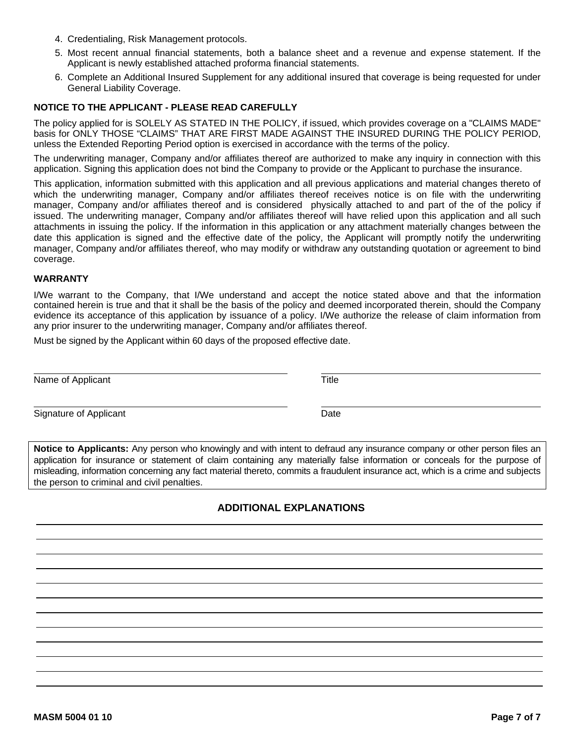4. Credentialing, Risk Management protocols.
5. Most recent annual financial statements, both a balance sheet and a revenue and expense statement. If the Applicant is newly established attached proforma financial statements.
6. Complete an Additional Insured Supplement for any additional insured that coverage is being requested for under General Liability Coverage.

**NOTICE TO THE APPLICANT - PLEASE READ CAREFULLY**

The policy applied for is SOLELY AS STATED IN THE POLICY, if issued, which provides coverage on a "CLAIMS MADE" basis for ONLY THOSE "CLAIMS" THAT ARE FIRST MADE AGAINST THE INSURED DURING THE POLICY PERIOD, unless the Extended Reporting Period option is exercised in accordance with the terms of the policy.

The underwriting manager, Company and/or affiliates thereof are authorized to make any inquiry in connection with this application. Signing this application does not bind the Company to provide or the Applicant to purchase the insurance.

This application, information submitted with this application and all previous applications and material changes thereto of which the underwriting manager, Company and/or affiliates thereof receives notice is on file with the underwriting manager, Company and/or affiliates thereof and is considered physically attached to and part of the of the policy if issued. The underwriting manager, Company and/or affiliates thereof will have relied upon this application and all such attachments in issuing the policy. If the information in this application or any attachment materially changes between the date this application is signed and the effective date of the policy, the Applicant will promptly notify the underwriting manager, Company and/or affiliates thereof, who may modify or withdraw any outstanding quotation or agreement to bind coverage.

**WARRANTY**

I/We warrant to the Company, that I/We understand and accept the notice stated above and that the information contained herein is true and that it shall be the basis of the policy and deemed incorporated therein, should the Company evidence its acceptance of this application by issuance of a policy. I/We authorize the release of claim information from any prior insurer to the underwriting manager, Company and/or affiliates thereof.

Must be signed by the Applicant within 60 days of the proposed effective date.

______________________________ ______________________________
Name of Applicant Title

______________________________ ______________________________
Signature of Applicant Date

**Notice to Applicants:** Any person who knowingly and with intent to defraud any insurance company or other person files an application for insurance or statement of claim containing any materially false information or conceals for the purpose of misleading, information concerning any fact material thereto, commits a fraudulent insurance act, which is a crime and subjects the person to criminal and civil penalties.

## ADDITIONAL EXPLANATIONS

MASM 5004 01 10